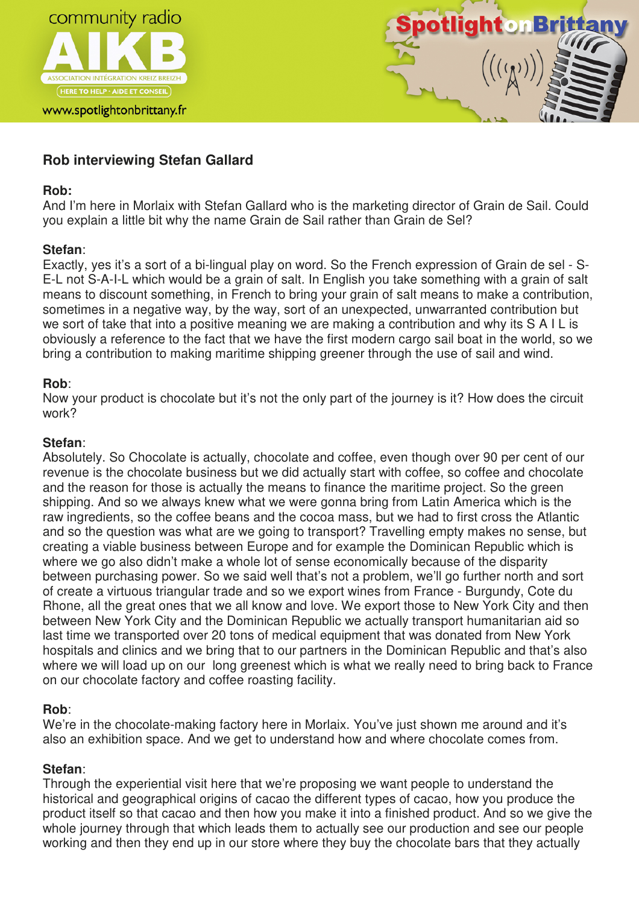# Rob interviewing Stefan Gallard

**Rob:**
And I'm here in Morlaix with Stefan Gallard who is the marketing director of Grain de Sail. Could you explain a little bit why the name Grain de Sail rather than Grain de Sel?

**Stefan**:
Exactly, yes it's a sort of a bi-lingual play on word. So the French expression of Grain de sel - S-E-L not S-A-I-L which would be a grain of salt. In English you take something with a grain of salt means to discount something, in French to bring your grain of salt means to make a contribution, sometimes in a negative way, by the way, sort of an unexpected, unwarranted contribution but we sort of take that into a positive meaning we are making a contribution and why its S A I L is obviously a reference to the fact that we have the first modern cargo sail boat in the world, so we bring a contribution to making maritime shipping greener through the use of sail and wind.

**Rob**:
Now your product is chocolate but it's not the only part of the journey is it? How does the circuit work?

**Stefan**:
Absolutely. So Chocolate is actually, chocolate and coffee, even though over 90 per cent of our revenue is the chocolate business but we did actually start with coffee, so coffee and chocolate and the reason for those is actually the means to finance the maritime project. So the green shipping. And so we always knew what we were gonna bring from Latin America which is the raw ingredients, so the coffee beans and the cocoa mass, but we had to first cross the Atlantic and so the question was what are we going to transport? Travelling empty makes no sense, but creating a viable business between Europe and for example the Dominican Republic which is where we go also didn't make a whole lot of sense economically because of the disparity between purchasing power. So we said well that's not a problem, we'll go further north and sort of create a virtuous triangular trade and so we export wines from France - Burgundy, Cote du Rhone, all the great ones that we all know and love. We export those to New York City and then between New York City and the Dominican Republic we actually transport humanitarian aid so last time we transported over 20 tons of medical equipment that was donated from New York hospitals and clinics and we bring that to our partners in the Dominican Republic and that's also where we will load up on our  long greenest which is what we really need to bring back to France on our chocolate factory and coffee roasting facility.

**Rob**:
We're in the chocolate-making factory here in Morlaix. You've just shown me around and it's also an exhibition space. And we get to understand how and where chocolate comes from.

**Stefan**:
Through the experiential visit here that we're proposing we want people to understand the historical and geographical origins of cacao the different types of cacao, how you produce the product itself so that cacao and then how you make it into a finished product. And so we give the whole journey through that which leads them to actually see our production and see our people working and then they end up in our store where they buy the chocolate bars that they actually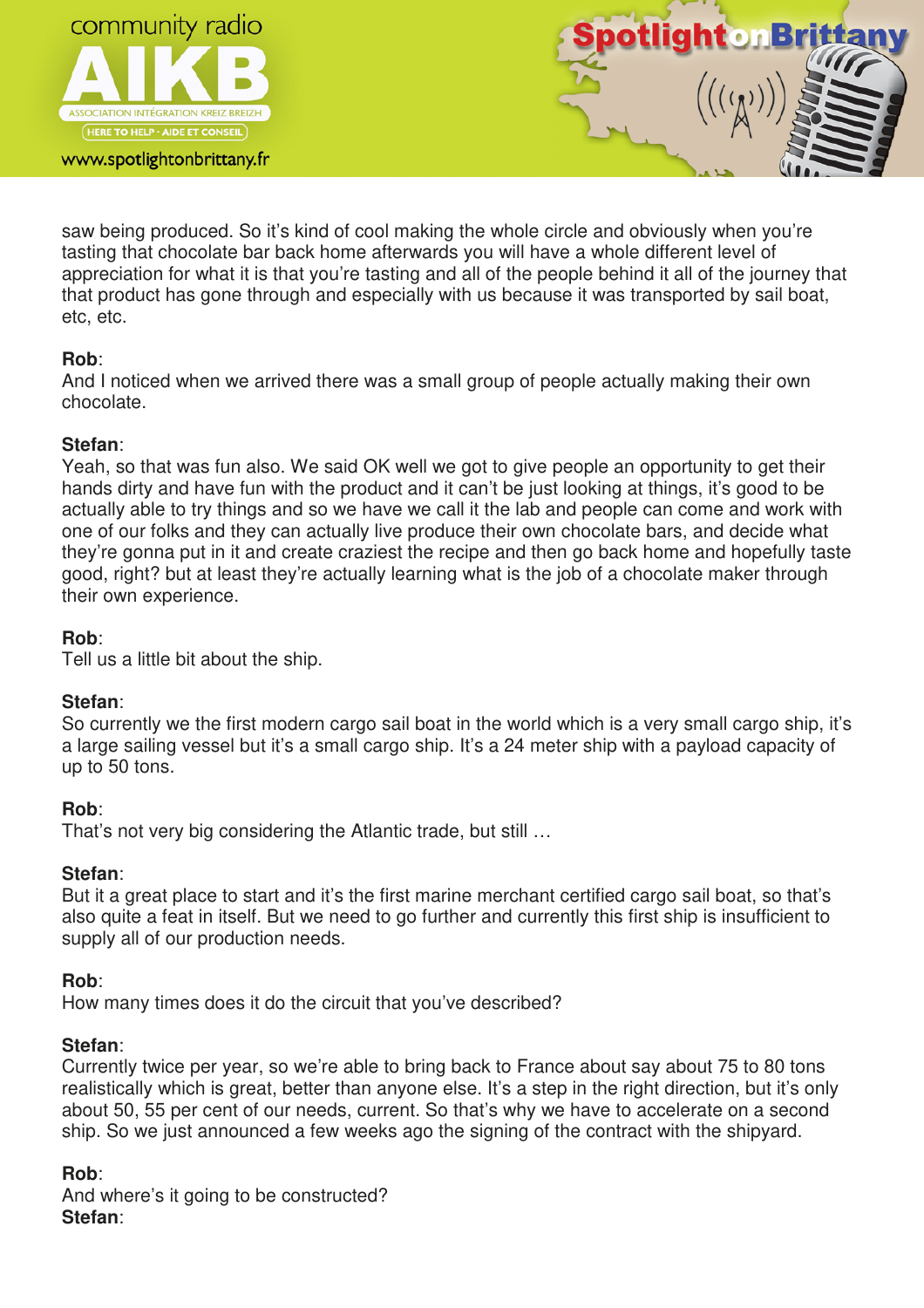saw being produced. So it's kind of cool making the whole circle and obviously when you're tasting that chocolate bar back home afterwards you will have a whole different level of appreciation for what it is that you're tasting and all of the people behind it all of the journey that that product has gone through and especially with us because it was transported by sail boat, etc, etc.

**Rob**:
And I noticed when we arrived there was a small group of people actually making their own chocolate.

**Stefan**:
Yeah, so that was fun also. We said OK well we got to give people an opportunity to get their hands dirty and have fun with the product and it can't be just looking at things, it's good to be actually able to try things and so we have we call it the lab and people can come and work with one of our folks and they can actually live produce their own chocolate bars, and decide what they're gonna put in it and create craziest the recipe and then go back home and hopefully taste good, right? but at least they're actually learning what is the job of a chocolate maker through their own experience.

**Rob**:
Tell us a little bit about the ship.

**Stefan**:
So currently we the first modern cargo sail boat in the world which is a very small cargo ship, it's a large sailing vessel but it's a small cargo ship. It's a 24 meter ship with a payload capacity of up to 50 tons.

**Rob**:
That's not very big considering the Atlantic trade, but still …

**Stefan**:
But it a great place to start and it's the first marine merchant certified cargo sail boat, so that's also quite a feat in itself. But we need to go further and currently this first ship is insufficient to supply all of our production needs.

**Rob**:
How many times does it do the circuit that you've described?

**Stefan**:
Currently twice per year, so we're able to bring back to France about say about 75 to 80 tons realistically which is great, better than anyone else. It's a step in the right direction, but it's only about 50, 55 per cent of our needs, current. So that's why we have to accelerate on a second ship. So we just announced a few weeks ago the signing of the contract with the shipyard.

**Rob**:
And where's it going to be constructed?

**Stefan**: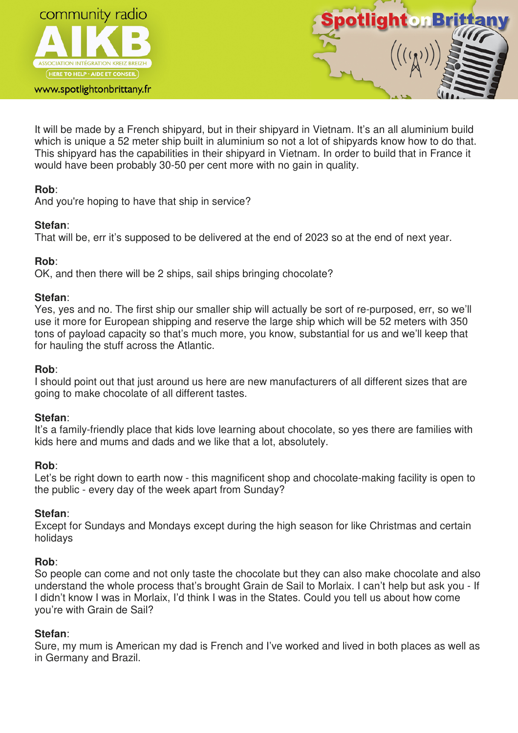It will be made by a French shipyard, but in their shipyard in Vietnam. It's an all aluminium build which is unique a 52 meter ship built in aluminium so not a lot of shipyards know how to do that. This shipyard has the capabilities in their shipyard in Vietnam. In order to build that in France it would have been probably 30-50 per cent more with no gain in quality.

**Rob**:
And you're hoping to have that ship in service?

**Stefan**:
That will be, err it's supposed to be delivered at the end of 2023 so at the end of next year.

**Rob**:
OK, and then there will be 2 ships, sail ships bringing chocolate?

**Stefan**:
Yes, yes and no. The first ship our smaller ship will actually be sort of re-purposed, err, so we'll use it more for European shipping and reserve the large ship which will be 52 meters with 350 tons of payload capacity so that's much more, you know, substantial for us and we'll keep that for hauling the stuff across the Atlantic.

**Rob**:
I should point out that just around us here are new manufacturers of all different sizes that are going to make chocolate of all different tastes.

**Stefan**:
It's a family-friendly place that kids love learning about chocolate, so yes there are families with kids here and mums and dads and we like that a lot, absolutely.

**Rob**:
Let's be right down to earth now - this magnificent shop and chocolate-making facility is open to the public - every day of the week apart from Sunday?

**Stefan**:
Except for Sundays and Mondays except during the high season for like Christmas and certain holidays

**Rob**:
So people can come and not only taste the chocolate but they can also make chocolate and also understand the whole process that's brought Grain de Sail to Morlaix. I can't help but ask you - If I didn't know I was in Morlaix, I'd think I was in the States. Could you tell us about how come you're with Grain de Sail?

**Stefan**:
Sure, my mum is American my dad is French and I've worked and lived in both places as well as in Germany and Brazil.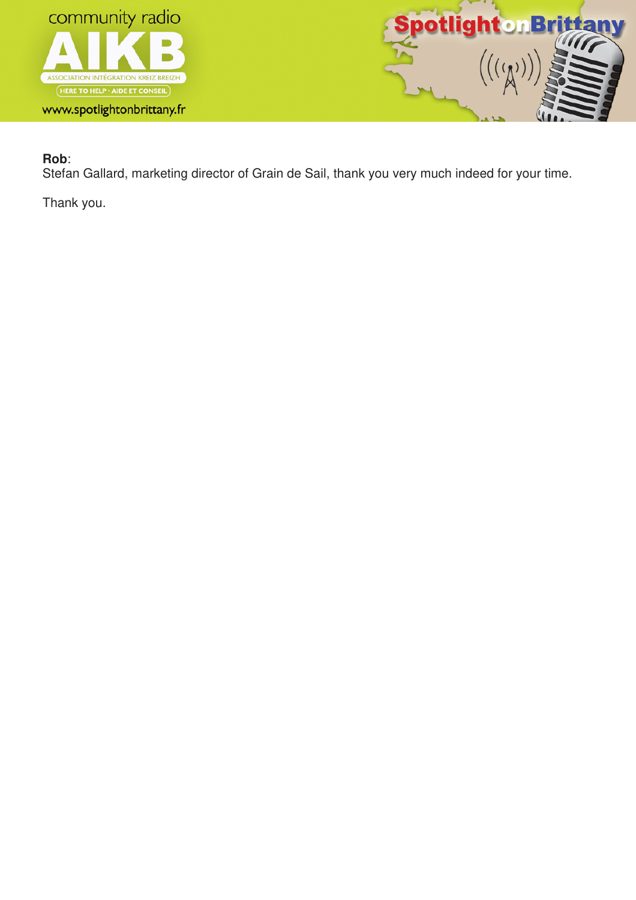**Rob**:
Stefan Gallard, marketing director of Grain de Sail, thank you very much indeed for your time.

Thank you.